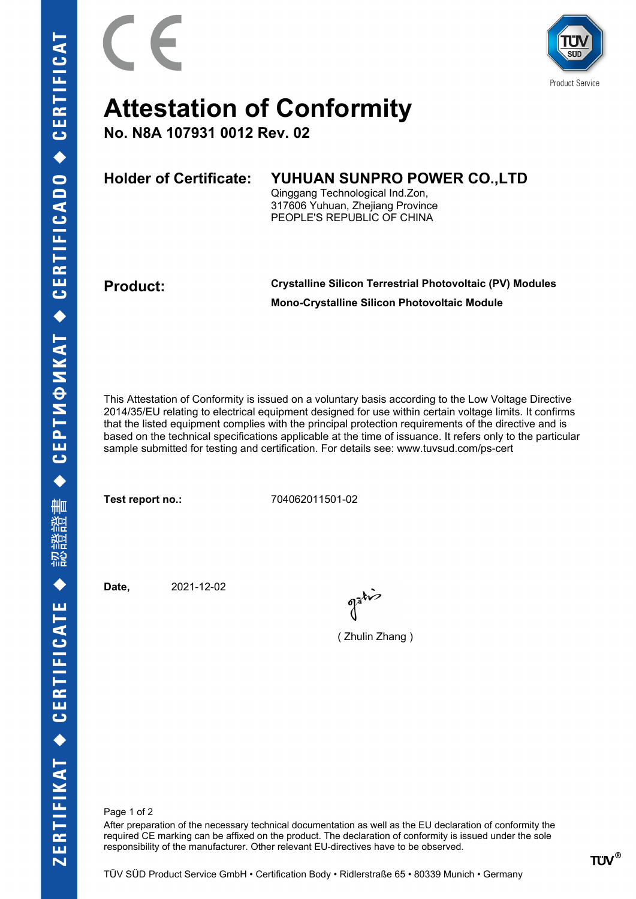# Attestation of Conformity

**No. N8A 107931 0012 Rev. 02**

**Holder of Certificate:** **YUHUAN SUNPRO POWER CO.,LTD**
Qinggang Technological Ind.Zon,
317606 Yuhuan, Zhejiang Province
PEOPLE'S REPUBLIC OF CHINA

**Product:** **Crystalline Silicon Terrestrial Photovoltaic (PV) Modules**
**Mono-Crystalline Silicon Photovoltaic Module**

This Attestation of Conformity is issued on a voluntary basis according to the Low Voltage Directive 2014/35/EU relating to electrical equipment designed for use within certain voltage limits. It confirms that the listed equipment complies with the principal protection requirements of the directive and is based on the technical specifications applicable at the time of issuance. It refers only to the particular sample submitted for testing and certification. For details see: www.tuvsud.com/ps-cert

**Test report no.:** 704062011501-02

**Date,** 2021-12-02

( Zhulin Zhang )

After preparation of the necessary technical documentation as well as the EU declaration of conformity the required CE marking can be affixed on the product. The declaration of conformity is issued under the sole responsibility of the manufacturer. Other relevant EU-directives have to be observed.

TÜV SÜD Product Service GmbH • Certification Body • Ridlerstraße 65 • 80339 Munich • Germany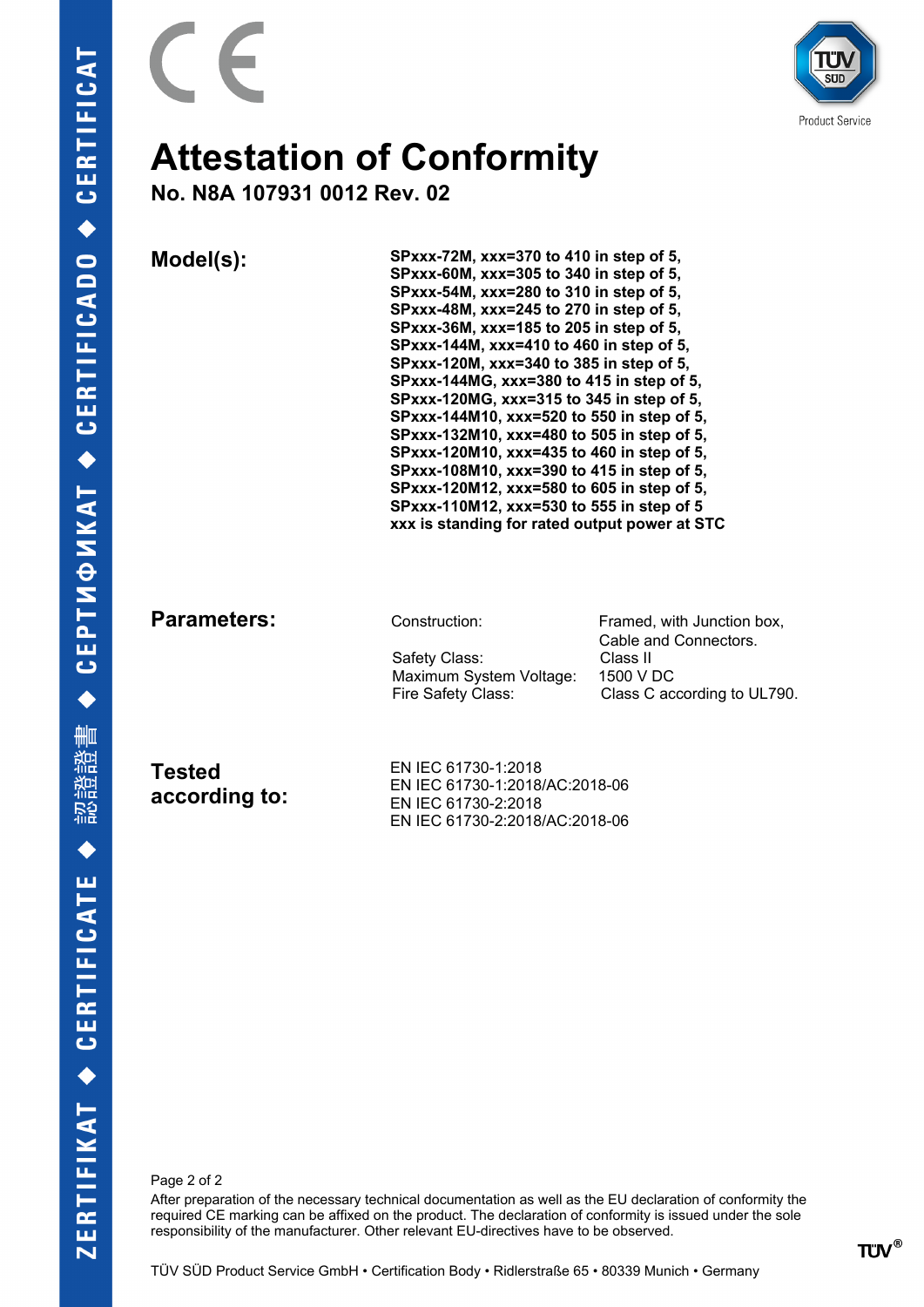# Attestation of Conformity

## No. N8A 107931 0012 Rev. 02

**Model(s):**

**SPxxx-72M, xxx=370 to 410 in step of 5,**
**SPxxx-60M, xxx=305 to 340 in step of 5,**
**SPxxx-54M, xxx=280 to 310 in step of 5,**
**SPxxx-48M, xxx=245 to 270 in step of 5,**
**SPxxx-36M, xxx=185 to 205 in step of 5,**
**SPxxx-144M, xxx=410 to 460 in step of 5,**
**SPxxx-120M, xxx=340 to 385 in step of 5,**
**SPxxx-144MG, xxx=380 to 415 in step of 5,**
**SPxxx-120MG, xxx=315 to 345 in step of 5,**
**SPxxx-144M10, xxx=520 to 550 in step of 5,**
**SPxxx-132M10, xxx=480 to 505 in step of 5,**
**SPxxx-120M10, xxx=435 to 460 in step of 5,**
**SPxxx-108M10, xxx=390 to 415 in step of 5,**
**SPxxx-120M12, xxx=580 to 605 in step of 5,**
**SPxxx-110M12, xxx=530 to 555 in step of 5**
**xxx is standing for rated output power at STC**

**Parameters:**

| | |
|---|---|
| Construction: | Framed, with Junction box, Cable and Connectors. |
| Safety Class: | Class II |
| Maximum System Voltage: | 1500 V DC |
| Fire Safety Class: | Class C according to UL790. |

**Tested according to:**

EN IEC 61730-1:2018
EN IEC 61730-1:2018/AC:2018-06
EN IEC 61730-2:2018
EN IEC 61730-2:2018/AC:2018-06

After preparation of the necessary technical documentation as well as the EU declaration of conformity the required CE marking can be affixed on the product. The declaration of conformity is issued under the sole responsibility of the manufacturer. Other relevant EU-directives have to be observed.

TÜV SÜD Product Service GmbH • Certification Body • Ridlerstraße 65 • 80339 Munich • Germany